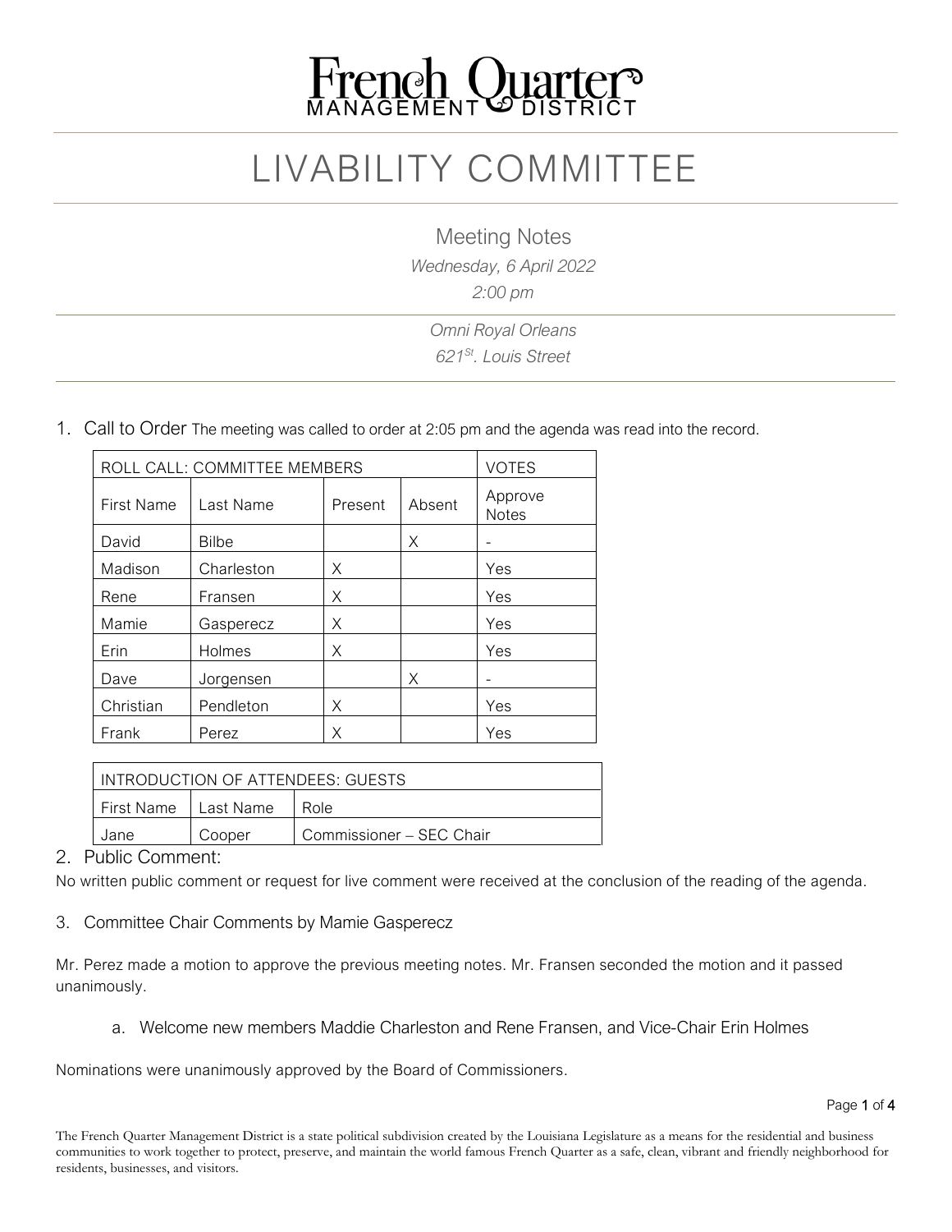# French Quarter MANAGEMENT DISTRICT

# LIVABILITY COMMITTEE

## Meeting Notes

*Wednesday, 6 April 2022*

*2:00 pm*

*Omni Royal Orleans*

*621 St. Louis Street*

1. Call to Order The meeting was called to order at 2:05 pm and the agenda was read into the record.

| ROLL CALL: COMMITTEE MEMBERS | | | | VOTES |
|---|---|---|---|---|
| First Name | Last Name | Present | Absent | Approve Notes |
| David | Bilbe | | X | - |
| Madison | Charleston | X | | Yes |
| Rene | Fransen | X | | Yes |
| Mamie | Gasperecz | X | | Yes |
| Erin | Holmes | X | | Yes |
| Dave | Jorgensen | | X | - |
| Christian | Pendleton | X | | Yes |
| Frank | Perez | X | | Yes |

| INTRODUCTION OF ATTENDEES: GUESTS | | |
|---|---|---|
| First Name | Last Name | Role |
| Jane | Cooper | Commissioner – SEC Chair |

2. Public Comment:

No written public comment or request for live comment were received at the conclusion of the reading of the agenda.

3. Committee Chair Comments by Mamie Gasperecz

Mr. Perez made a motion to approve the previous meeting notes. Mr. Fransen seconded the motion and it passed unanimously.

   a. Welcome new members Maddie Charleston and Rene Fransen, and Vice-Chair Erin Holmes

Nominations were unanimously approved by the Board of Commissioners.

The French Quarter Management District is a state political subdivision created by the Louisiana Legislature as a means for the residential and business communities to work together to protect, preserve, and maintain the world famous French Quarter as a safe, clean, vibrant and friendly neighborhood for residents, businesses, and visitors.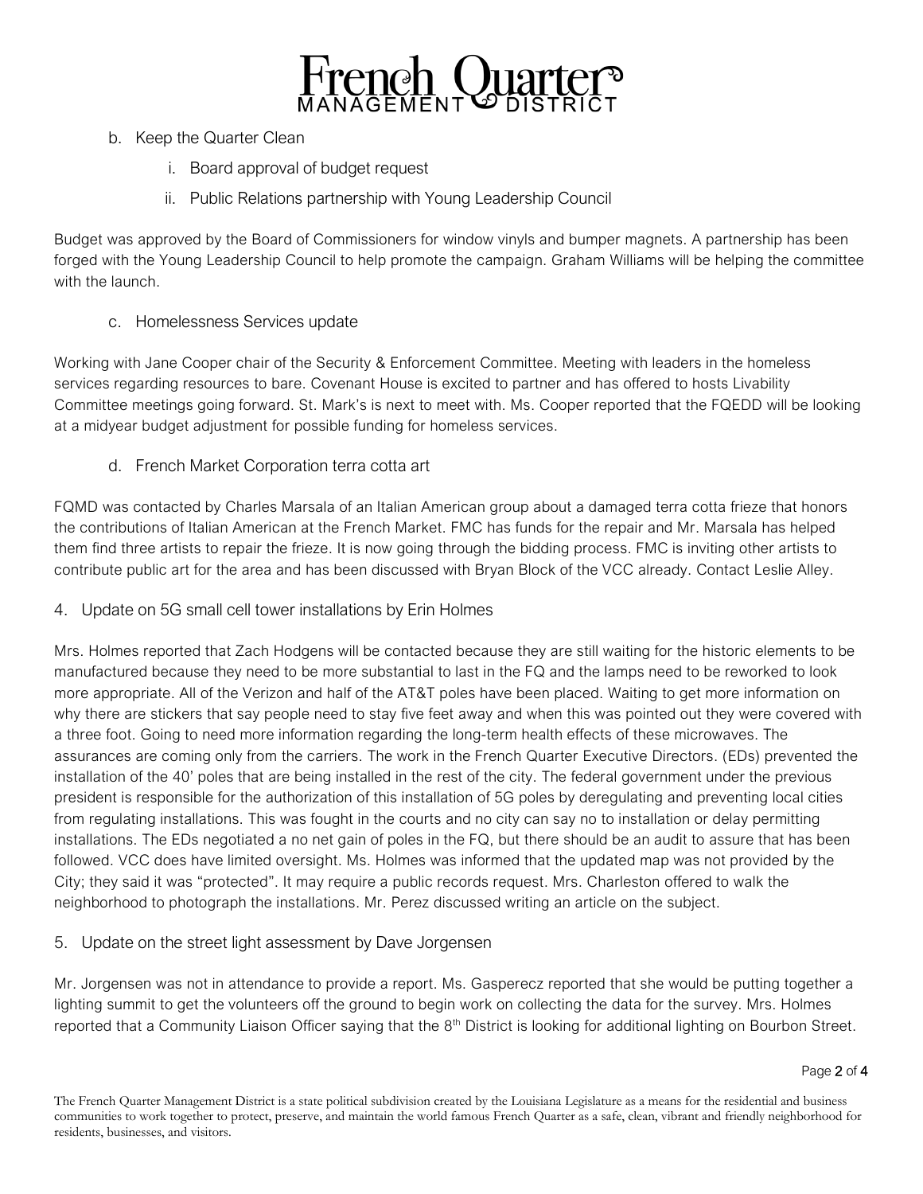b. Keep the Quarter Clean

   i. Board approval of budget request

   ii. Public Relations partnership with Young Leadership Council

Budget was approved by the Board of Commissioners for window vinyls and bumper magnets. A partnership has been forged with the Young Leadership Council to help promote the campaign. Graham Williams will be helping the committee with the launch.

c. Homelessness Services update

Working with Jane Cooper chair of the Security & Enforcement Committee. Meeting with leaders in the homeless services regarding resources to bare. Covenant House is excited to partner and has offered to hosts Livability Committee meetings going forward. St. Mark's is next to meet with. Ms. Cooper reported that the FQEDD will be looking at a midyear budget adjustment for possible funding for homeless services.

d. French Market Corporation terra cotta art

FQMD was contacted by Charles Marsala of an Italian American group about a damaged terra cotta frieze that honors the contributions of Italian American at the French Market. FMC has funds for the repair and Mr. Marsala has helped them find three artists to repair the frieze. It is now going through the bidding process. FMC is inviting other artists to contribute public art for the area and has been discussed with Bryan Block of the VCC already. Contact Leslie Alley.

4. Update on 5G small cell tower installations by Erin Holmes

Mrs. Holmes reported that Zach Hodgens will be contacted because they are still waiting for the historic elements to be manufactured because they need to be more substantial to last in the FQ and the lamps need to be reworked to look more appropriate. All of the Verizon and half of the AT&T poles have been placed. Waiting to get more information on why there are stickers that say people need to stay five feet away and when this was pointed out they were covered with a three foot. Going to need more information regarding the long-term health effects of these microwaves. The assurances are coming only from the carriers. The work in the French Quarter Executive Directors. (EDs) prevented the installation of the 40' poles that are being installed in the rest of the city. The federal government under the previous president is responsible for the authorization of this installation of 5G poles by deregulating and preventing local cities from regulating installations. This was fought in the courts and no city can say no to installation or delay permitting installations. The EDs negotiated a no net gain of poles in the FQ, but there should be an audit to assure that has been followed. VCC does have limited oversight. Ms. Holmes was informed that the updated map was not provided by the City; they said it was "protected". It may require a public records request. Mrs. Charleston offered to walk the neighborhood to photograph the installations. Mr. Perez discussed writing an article on the subject.

5. Update on the street light assessment by Dave Jorgensen

Mr. Jorgensen was not in attendance to provide a report. Ms. Gasperecz reported that she would be putting together a lighting summit to get the volunteers off the ground to begin work on collecting the data for the survey. Mrs. Holmes reported that a Community Liaison Officer saying that the 8th District is looking for additional lighting on Bourbon Street.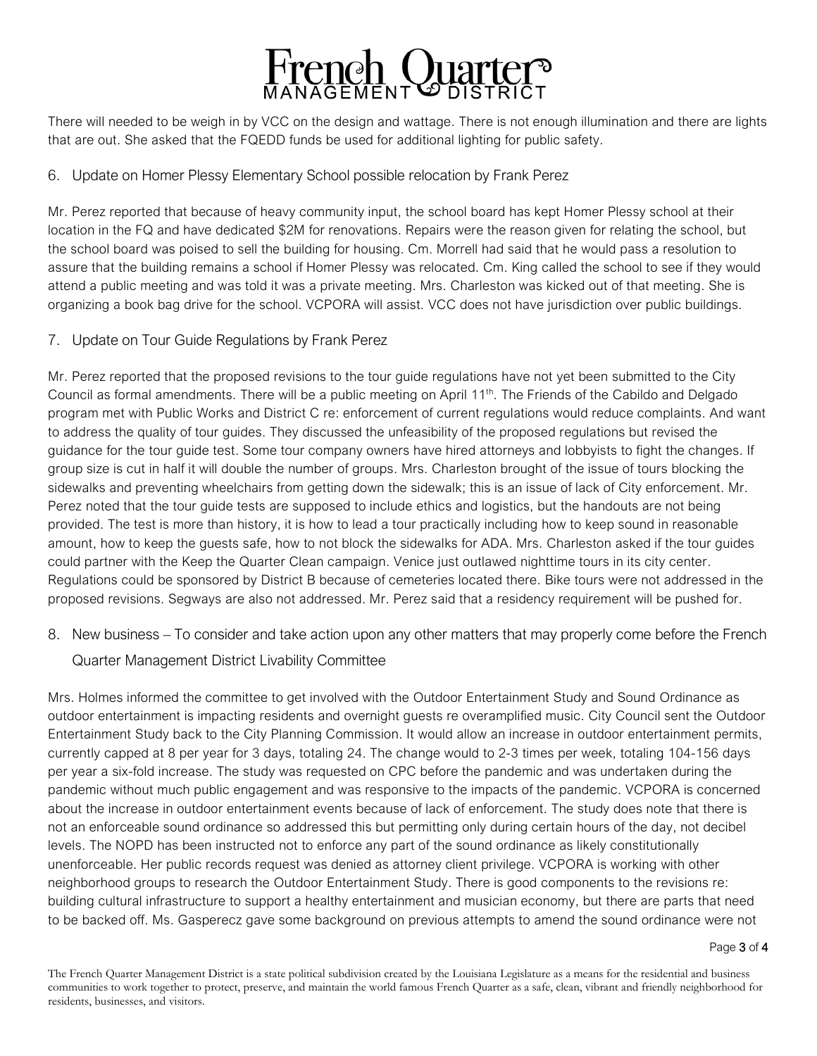There will needed to be weigh in by VCC on the design and wattage. There is not enough illumination and there are lights that are out. She asked that the FQEDD funds be used for additional lighting for public safety.

6. Update on Homer Plessy Elementary School possible relocation by Frank Perez

Mr. Perez reported that because of heavy community input, the school board has kept Homer Plessy school at their location in the FQ and have dedicated $2M for renovations. Repairs were the reason given for relating the school, but the school board was poised to sell the building for housing. Cm. Morrell had said that he would pass a resolution to assure that the building remains a school if Homer Plessy was relocated. Cm. King called the school to see if they would attend a public meeting and was told it was a private meeting. Mrs. Charleston was kicked out of that meeting. She is organizing a book bag drive for the school. VCPORA will assist. VCC does not have jurisdiction over public buildings.

7. Update on Tour Guide Regulations by Frank Perez

Mr. Perez reported that the proposed revisions to the tour guide regulations have not yet been submitted to the City Council as formal amendments. There will be a public meeting on April 11th. The Friends of the Cabildo and Delgado program met with Public Works and District C re: enforcement of current regulations would reduce complaints. And want to address the quality of tour guides. They discussed the unfeasibility of the proposed regulations but revised the guidance for the tour guide test. Some tour company owners have hired attorneys and lobbyists to fight the changes. If group size is cut in half it will double the number of groups. Mrs. Charleston brought of the issue of tours blocking the sidewalks and preventing wheelchairs from getting down the sidewalk; this is an issue of lack of City enforcement. Mr. Perez noted that the tour guide tests are supposed to include ethics and logistics, but the handouts are not being provided. The test is more than history, it is how to lead a tour practically including how to keep sound in reasonable amount, how to keep the guests safe, how to not block the sidewalks for ADA. Mrs. Charleston asked if the tour guides could partner with the Keep the Quarter Clean campaign. Venice just outlawed nighttime tours in its city center. Regulations could be sponsored by District B because of cemeteries located there. Bike tours were not addressed in the proposed revisions. Segways are also not addressed. Mr. Perez said that a residency requirement will be pushed for.

8. New business – To consider and take action upon any other matters that may properly come before the French Quarter Management District Livability Committee

Mrs. Holmes informed the committee to get involved with the Outdoor Entertainment Study and Sound Ordinance as outdoor entertainment is impacting residents and overnight guests re overamplified music. City Council sent the Outdoor Entertainment Study back to the City Planning Commission. It would allow an increase in outdoor entertainment permits, currently capped at 8 per year for 3 days, totaling 24. The change would to 2-3 times per week, totaling 104-156 days per year a six-fold increase. The study was requested on CPC before the pandemic and was undertaken during the pandemic without much public engagement and was responsive to the impacts of the pandemic. VCPORA is concerned about the increase in outdoor entertainment events because of lack of enforcement. The study does note that there is not an enforceable sound ordinance so addressed this but permitting only during certain hours of the day, not decibel levels. The NOPD has been instructed not to enforce any part of the sound ordinance as likely constitutionally unenforceable. Her public records request was denied as attorney client privilege. VCPORA is working with other neighborhood groups to research the Outdoor Entertainment Study. There is good components to the revisions re: building cultural infrastructure to support a healthy entertainment and musician economy, but there are parts that need to be backed off. Ms. Gasperecz gave some background on previous attempts to amend the sound ordinance were not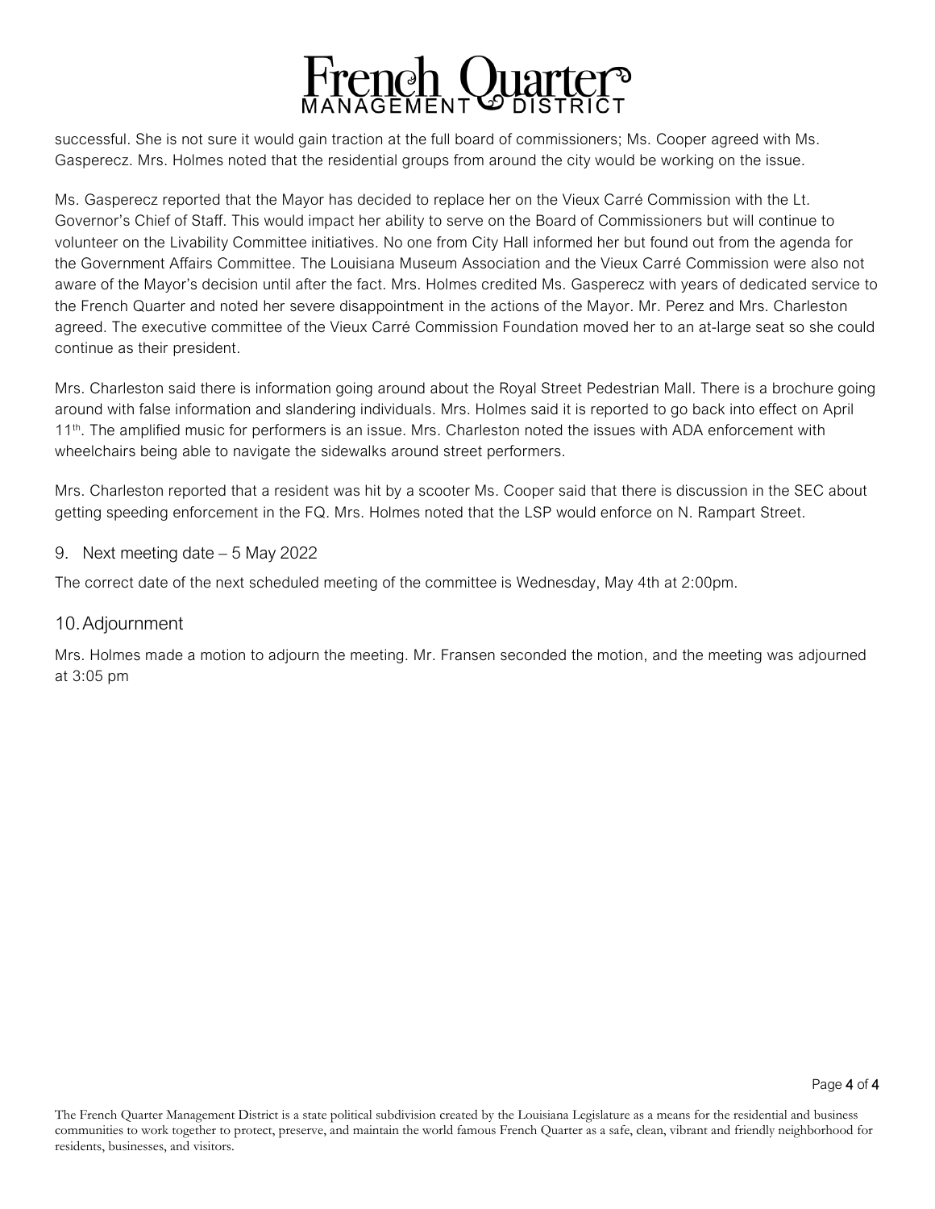successful. She is not sure it would gain traction at the full board of commissioners; Ms. Cooper agreed with Ms. Gasperecz. Mrs. Holmes noted that the residential groups from around the city would be working on the issue.

Ms. Gasperecz reported that the Mayor has decided to replace her on the Vieux Carré Commission with the Lt. Governor's Chief of Staff. This would impact her ability to serve on the Board of Commissioners but will continue to volunteer on the Livability Committee initiatives. No one from City Hall informed her but found out from the agenda for the Government Affairs Committee. The Louisiana Museum Association and the Vieux Carré Commission were also not aware of the Mayor's decision until after the fact. Mrs. Holmes credited Ms. Gasperecz with years of dedicated service to the French Quarter and noted her severe disappointment in the actions of the Mayor. Mr. Perez and Mrs. Charleston agreed. The executive committee of the Vieux Carré Commission Foundation moved her to an at-large seat so she could continue as their president.

Mrs. Charleston said there is information going around about the Royal Street Pedestrian Mall. There is a brochure going around with false information and slandering individuals. Mrs. Holmes said it is reported to go back into effect on April 11th. The amplified music for performers is an issue. Mrs. Charleston noted the issues with ADA enforcement with wheelchairs being able to navigate the sidewalks around street performers.

Mrs. Charleston reported that a resident was hit by a scooter Ms. Cooper said that there is discussion in the SEC about getting speeding enforcement in the FQ. Mrs. Holmes noted that the LSP would enforce on N. Rampart Street.

## 9. Next meeting date – 5 May 2022

The correct date of the next scheduled meeting of the committee is Wednesday, May 4th at 2:00pm.

## 10. Adjournment

Mrs. Holmes made a motion to adjourn the meeting. Mr. Fransen seconded the motion, and the meeting was adjourned at 3:05 pm

The French Quarter Management District is a state political subdivision created by the Louisiana Legislature as a means for the residential and business communities to work together to protect, preserve, and maintain the world famous French Quarter as a safe, clean, vibrant and friendly neighborhood for residents, businesses, and visitors.